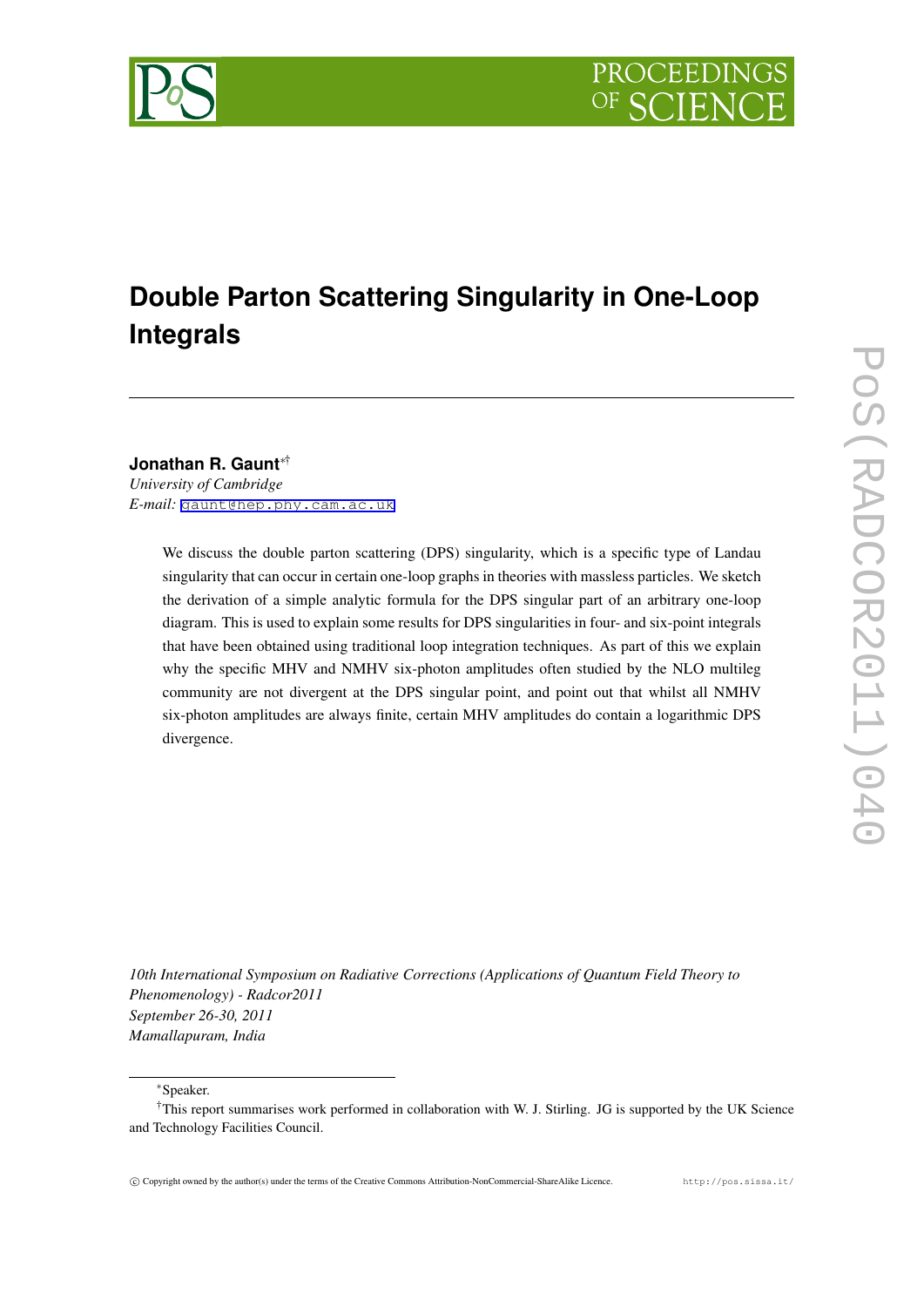# Double Parton Scattering Singularity in One-Loop Integrals

**Jonathan R. Gaunt**[∗†]
*University of Cambridge*
*E-mail:* gaunt@hep.phy.cam.ac.uk

> We discuss the double parton scattering (DPS) singularity, which is a specific type of Landau singularity that can occur in certain one-loop graphs in theories with massless particles. We sketch the derivation of a simple analytic formula for the DPS singular part of an arbitrary one-loop diagram. This is used to explain some results for DPS singularities in four- and six-point integrals that have been obtained using traditional loop integration techniques. As part of this we explain why the specific MHV and NMHV six-photon amplitudes often studied by the NLO multileg community are not divergent at the DPS singular point, and point out that whilst all NMHV six-photon amplitudes are always finite, certain MHV amplitudes do contain a logarithmic DPS divergence.

*10th International Symposium on Radiative Corrections (Applications of Quantum Field Theory to Phenomenology) - Radcor2011*
*September 26-30, 2011*
*Mamallapuram, India*

---

[∗]Speaker.

[†]This report summarises work performed in collaboration with W. J. Stirling. JG is supported by the UK Science and Technology Facilities Council.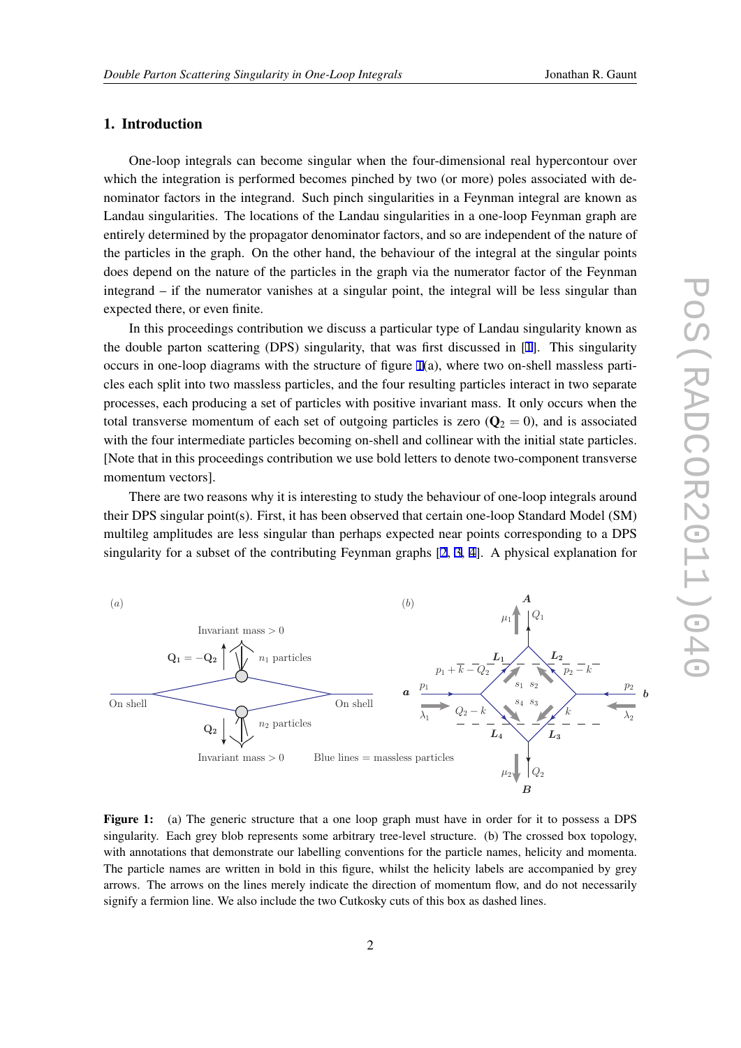## 1. Introduction

One-loop integrals can become singular when the four-dimensional real hypercontour over which the integration is performed becomes pinched by two (or more) poles associated with denominator factors in the integrand. Such pinch singularities in a Feynman integral are known as Landau singularities. The locations of the Landau singularities in a one-loop Feynman graph are entirely determined by the propagator denominator factors, and so are independent of the nature of the particles in the graph. On the other hand, the behaviour of the integral at the singular points does depend on the nature of the particles in the graph via the numerator factor of the Feynman integrand – if the numerator vanishes at a singular point, the integral will be less singular than expected there, or even finite.

In this proceedings contribution we discuss a particular type of Landau singularity known as the double parton scattering (DPS) singularity, that was first discussed in [1]. This singularity occurs in one-loop diagrams with the structure of figure 1(a), where two on-shell massless particles each split into two massless particles, and the four resulting particles interact in two separate processes, each producing a set of particles with positive invariant mass. It only occurs when the total transverse momentum of each set of outgoing particles is zero ($\mathbf{Q}_2 = 0$), and is associated with the four intermediate particles becoming on-shell and collinear with the initial state particles. [Note that in this proceedings contribution we use bold letters to denote two-component transverse momentum vectors].

There are two reasons why it is interesting to study the behaviour of one-loop integrals around their DPS singular point(s). First, it has been observed that certain one-loop Standard Model (SM) multileg amplitudes are less singular than perhaps expected near points corresponding to a DPS singularity for a subset of the contributing Feynman graphs [2, 3, 4]. A physical explanation for

**Figure 1:** (a) The generic structure that a one loop graph must have in order for it to possess a DPS singularity. Each grey blob represents some arbitrary tree-level structure. (b) The crossed box topology, with annotations that demonstrate our labelling conventions for the particle names, helicity and momenta. The particle names are written in bold in this figure, whilst the helicity labels are accompanied by grey arrows. The arrows on the lines merely indicate the direction of momentum flow, and do not necessarily signify a fermion line. We also include the two Cutkosky cuts of this box as dashed lines.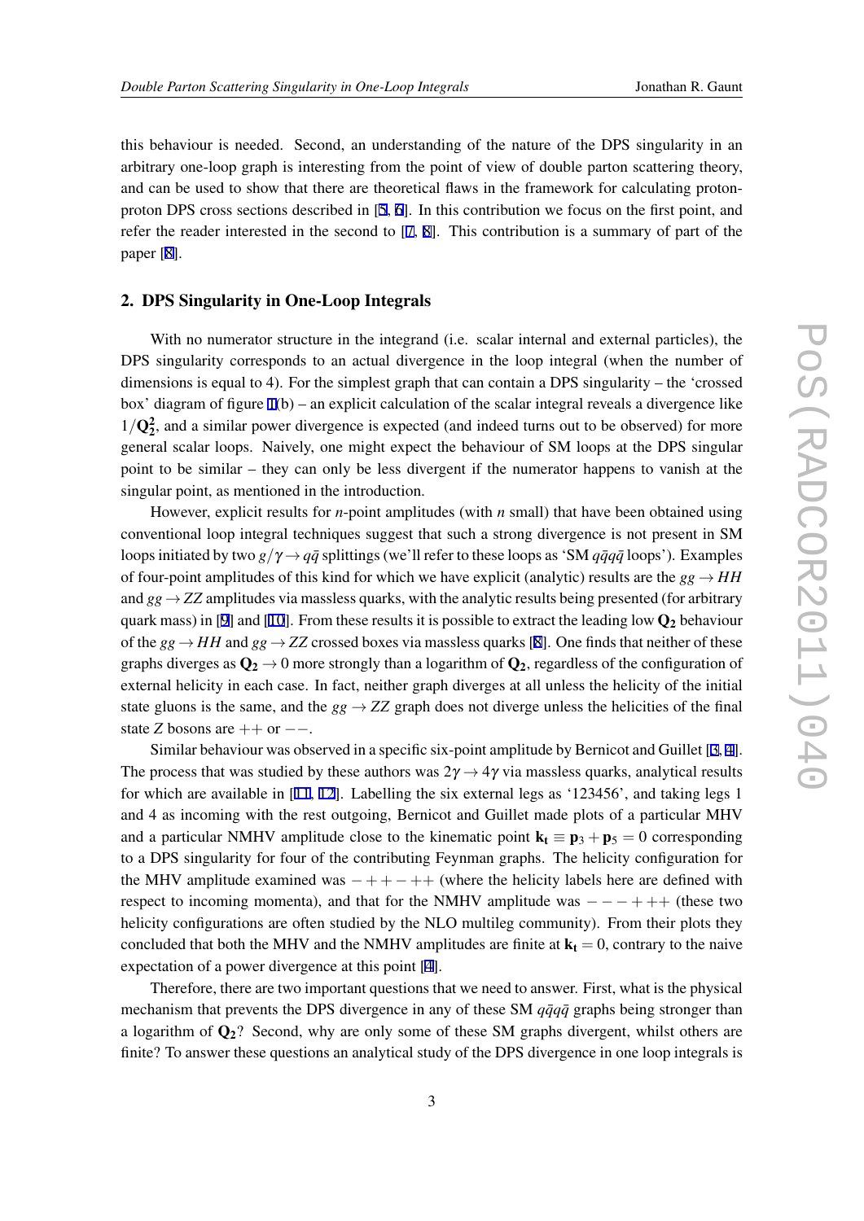this behaviour is needed. Second, an understanding of the nature of the DPS singularity in an arbitrary one-loop graph is interesting from the point of view of double parton scattering theory, and can be used to show that there are theoretical flaws in the framework for calculating proton-proton DPS cross sections described in [5, 6]. In this contribution we focus on the first point, and refer the reader interested in the second to [7, 8]. This contribution is a summary of part of the paper [8].

## 2. DPS Singularity in One-Loop Integrals

With no numerator structure in the integrand (i.e. scalar internal and external particles), the DPS singularity corresponds to an actual divergence in the loop integral (when the number of dimensions is equal to 4). For the simplest graph that can contain a DPS singularity – the 'crossed box' diagram of figure 1(b) – an explicit calculation of the scalar integral reveals a divergence like $1/\mathbf{Q_2^2}$, and a similar power divergence is expected (and indeed turns out to be observed) for more general scalar loops. Naively, one might expect the behaviour of SM loops at the DPS singular point to be similar – they can only be less divergent if the numerator happens to vanish at the singular point, as mentioned in the introduction.

However, explicit results for $n$-point amplitudes (with $n$ small) that have been obtained using conventional loop integral techniques suggest that such a strong divergence is not present in SM loops initiated by two $g/\gamma \to q\bar{q}$ splittings (we'll refer to these loops as 'SM $q\bar{q}q\bar{q}$ loops'). Examples of four-point amplitudes of this kind for which we have explicit (analytic) results are the $gg \to HH$ and $gg \to ZZ$ amplitudes via massless quarks, with the analytic results being presented (for arbitrary quark mass) in [9] and [10]. From these results it is possible to extract the leading low $\mathbf{Q_2}$ behaviour of the $gg \to HH$ and $gg \to ZZ$ crossed boxes via massless quarks [8]. One finds that neither of these graphs diverges as $\mathbf{Q_2} \to 0$ more strongly than a logarithm of $\mathbf{Q_2}$, regardless of the configuration of external helicity in each case. In fact, neither graph diverges at all unless the helicity of the initial state gluons is the same, and the $gg \to ZZ$ graph does not diverge unless the helicities of the final state $Z$ bosons are $++$ or $--$.

Similar behaviour was observed in a specific six-point amplitude by Bernicot and Guillet [3, 4]. The process that was studied by these authors was $2\gamma \to 4\gamma$ via massless quarks, analytical results for which are available in [11, 12]. Labelling the six external legs as '123456', and taking legs 1 and 4 as incoming with the rest outgoing, Bernicot and Guillet made plots of a particular MHV and a particular NMHV amplitude close to the kinematic point $\mathbf{k_t} \equiv \mathbf{p}_3 + \mathbf{p}_5 = 0$ corresponding to a DPS singularity for four of the contributing Feynman graphs. The helicity configuration for the MHV amplitude examined was $-++-++$ (where the helicity labels here are defined with respect to incoming momenta), and that for the NMHV amplitude was $---+++$ (these two helicity configurations are often studied by the NLO multileg community). From their plots they concluded that both the MHV and the NMHV amplitudes are finite at $\mathbf{k_t} = 0$, contrary to the naive expectation of a power divergence at this point [4].

Therefore, there are two important questions that we need to answer. First, what is the physical mechanism that prevents the DPS divergence in any of these SM $q\bar{q}q\bar{q}$ graphs being stronger than a logarithm of $\mathbf{Q_2}$? Second, why are only some of these SM graphs divergent, whilst others are finite? To answer these questions an analytical study of the DPS divergence in one loop integrals is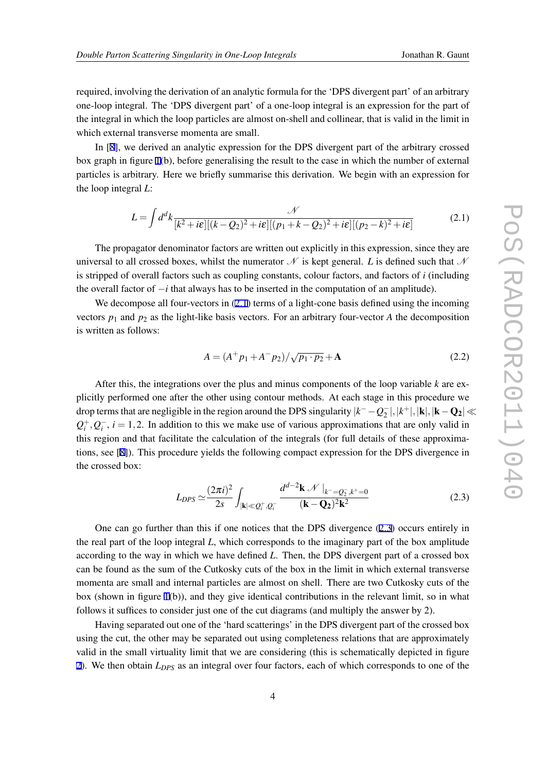required, involving the derivation of an analytic formula for the 'DPS divergent part' of an arbitrary one-loop integral. The 'DPS divergent part' of a one-loop integral is an expression for the part of the integral in which the loop particles are almost on-shell and collinear, that is valid in the limit in which external transverse momenta are small.

In [8], we derived an analytic expression for the DPS divergent part of the arbitrary crossed box graph in figure 1(b), before generalising the result to the case in which the number of external particles is arbitrary. Here we briefly summarise this derivation. We begin with an expression for the loop integral $L$:

$$L = \int d^d k \frac{\mathscr{N}}{[k^2 + i\varepsilon][(k-Q_2)^2 + i\varepsilon][(p_1 + k - Q_2)^2 + i\varepsilon][(p_2 - k)^2 + i\varepsilon]} \tag{2.1}$$

The propagator denominator factors are written out explicitly in this expression, since they are universal to all crossed boxes, whilst the numerator $\mathscr{N}$ is kept general. $L$ is defined such that $\mathscr{N}$ is stripped of overall factors such as coupling constants, colour factors, and factors of $i$ (including the overall factor of $-i$ that always has to be inserted in the computation of an amplitude).

We decompose all four-vectors in (2.1) terms of a light-cone basis defined using the incoming vectors $p_1$ and $p_2$ as the light-like basis vectors. For an arbitrary four-vector $A$ the decomposition is written as follows:

$$A = (A^+ p_1 + A^- p_2)/\sqrt{p_1 \cdot p_2} + \mathbf{A} \tag{2.2}$$

After this, the integrations over the plus and minus components of the loop variable $k$ are explicitly performed one after the other using contour methods. At each stage in this procedure we drop terms that are negligible in the region around the DPS singularity $|k^- - Q_2^-|, |k^+|, |\mathbf{k}|, |\mathbf{k} - \mathbf{Q_2}| \ll Q_i^+, Q_i^-$, $i = 1,2$. In addition to this we make use of various approximations that are only valid in this region and that facilitate the calculation of the integrals (for full details of these approximations, see [8]). This procedure yields the following compact expression for the DPS divergence in the crossed box:

$$L_{DPS} \simeq \frac{(2\pi i)^2}{2s} \int_{|\mathbf{k}| \ll Q_i^+, Q_i^-} \frac{d^{d-2}\mathbf{k} \, \mathscr{N}\,|_{k^- = Q_2^-, k^+ = 0}}{(\mathbf{k} - \mathbf{Q_2})^2 \mathbf{k}^2} \tag{2.3}$$

One can go further than this if one notices that the DPS divergence (2.3) occurs entirely in the real part of the loop integral $L$, which corresponds to the imaginary part of the box amplitude according to the way in which we have defined $L$. Then, the DPS divergent part of a crossed box can be found as the sum of the Cutkosky cuts of the box in the limit in which external transverse momenta are small and internal particles are almost on shell. There are two Cutkosky cuts of the box (shown in figure 1(b)), and they give identical contributions in the relevant limit, so in what follows it suffices to consider just one of the cut diagrams (and multiply the answer by 2).

Having separated out one of the 'hard scatterings' in the DPS divergent part of the crossed box using the cut, the other may be separated out using completeness relations that are approximately valid in the small virtuality limit that we are considering (this is schematically depicted in figure 2). We then obtain $L_{DPS}$ as an integral over four factors, each of which corresponds to one of the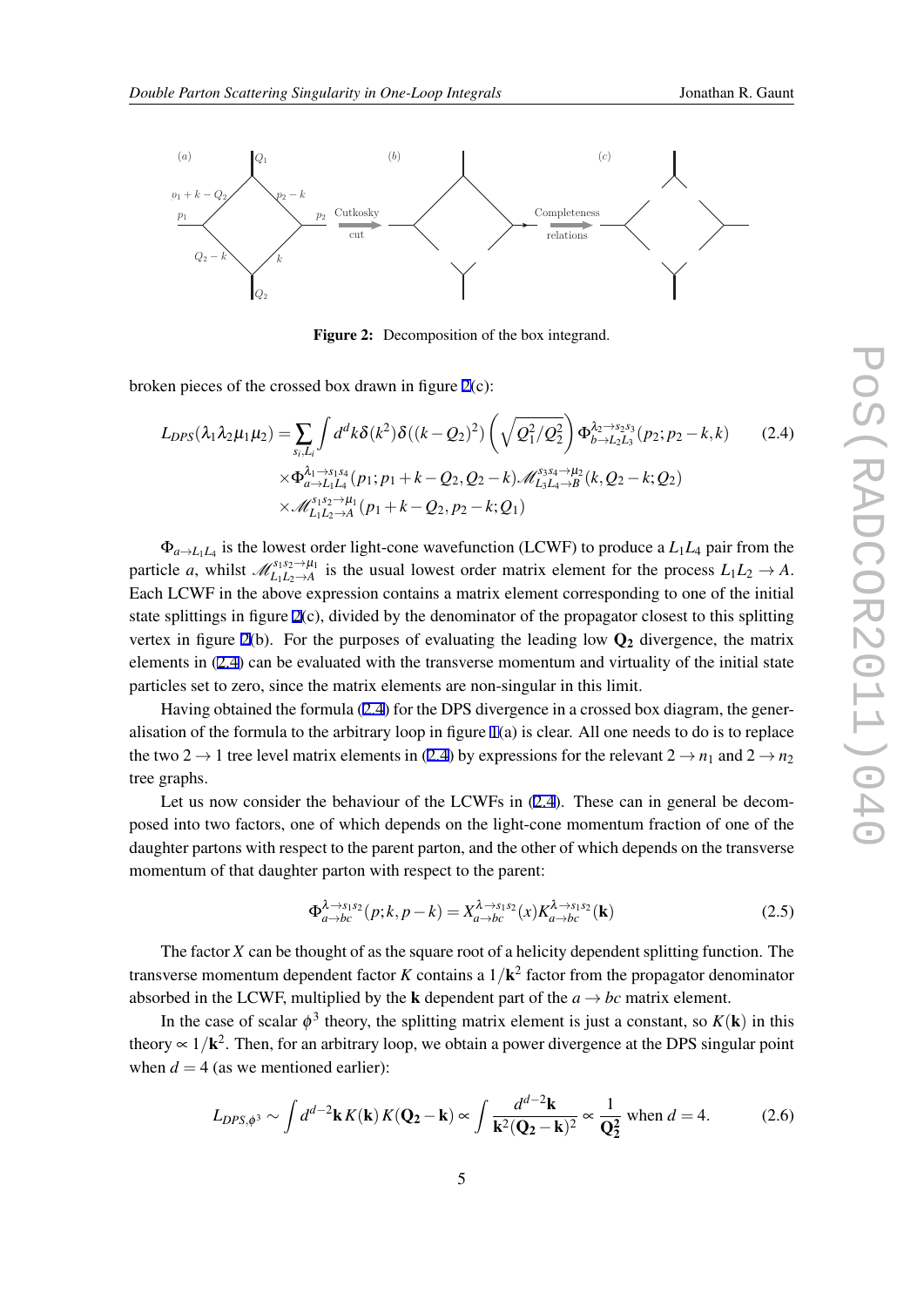Figure 2: Decomposition of the box integrand.

broken pieces of the crossed box drawn in figure 2(c):

$$L_{DPS}(\lambda_1\lambda_2\mu_1\mu_2) = \sum_{s_i,L_i} \int d^dk\delta(k^2)\delta((k-Q_2)^2)\left(\sqrt{Q_1^2/Q_2^2}\right)\Phi^{\lambda_2\to s_2s_3}_{b\to L_2L_3}(p_2;p_2-k,k) \tag{2.4}$$
$$\times\Phi^{\lambda_1\to s_1s_4}_{a\to L_1L_4}(p_1;p_1+k-Q_2,Q_2-k)\mathscr{M}^{s_3s_4\to\mu_2}_{L_3L_4\to B}(k,Q_2-k;Q_2)$$
$$\times\mathscr{M}^{s_1s_2\to\mu_1}_{L_1L_2\to A}(p_1+k-Q_2,p_2-k;Q_1)$$

$\Phi_{a\to L_1L_4}$ is the lowest order light-cone wavefunction (LCWF) to produce a $L_1L_4$ pair from the particle $a$, whilst $\mathscr{M}^{s_1s_2\to\mu_1}_{L_1L_2\to A}$ is the usual lowest order matrix element for the process $L_1L_2\to A$. Each LCWF in the above expression contains a matrix element corresponding to one of the initial state splittings in figure 2(c), divided by the denominator of the propagator closest to this splitting vertex in figure 2(b). For the purposes of evaluating the leading low $\mathbf{Q_2}$ divergence, the matrix elements in (2.4) can be evaluated with the transverse momentum and virtuality of the initial state particles set to zero, since the matrix elements are non-singular in this limit.

Having obtained the formula (2.4) for the DPS divergence in a crossed box diagram, the generalisation of the formula to the arbitrary loop in figure 1(a) is clear. All one needs to do is to replace the two $2\to1$ tree level matrix elements in (2.4) by expressions for the relevant $2\to n_1$ and $2\to n_2$ tree graphs.

Let us now consider the behaviour of the LCWFs in (2.4). These can in general be decomposed into two factors, one of which depends on the light-cone momentum fraction of one of the daughter partons with respect to the parent parton, and the other of which depends on the transverse momentum of that daughter parton with respect to the parent:

$$\Phi^{\lambda\to s_1s_2}_{a\to bc}(p;k,p-k) = X^{\lambda\to s_1s_2}_{a\to bc}(x)K^{\lambda\to s_1s_2}_{a\to bc}(\mathbf{k}) \tag{2.5}$$

The factor $X$ can be thought of as the square root of a helicity dependent splitting function. The transverse momentum dependent factor $K$ contains a $1/\mathbf{k}^2$ factor from the propagator denominator absorbed in the LCWF, multiplied by the $\mathbf{k}$ dependent part of the $a\to bc$ matrix element.

In the case of scalar $\phi^3$ theory, the splitting matrix element is just a constant, so $K(\mathbf{k})$ in this theory $\propto 1/\mathbf{k}^2$. Then, for an arbitrary loop, we obtain a power divergence at the DPS singular point when $d=4$ (as we mentioned earlier):

$$L_{DPS,\phi^3} \sim \int d^{d-2}\mathbf{k}\,K(\mathbf{k})\,K(\mathbf{Q_2}-\mathbf{k}) \propto \int \frac{d^{d-2}\mathbf{k}}{\mathbf{k}^2(\mathbf{Q_2}-\mathbf{k})^2} \propto \frac{1}{\mathbf{Q_2^2}} \text{ when } d=4. \tag{2.6}$$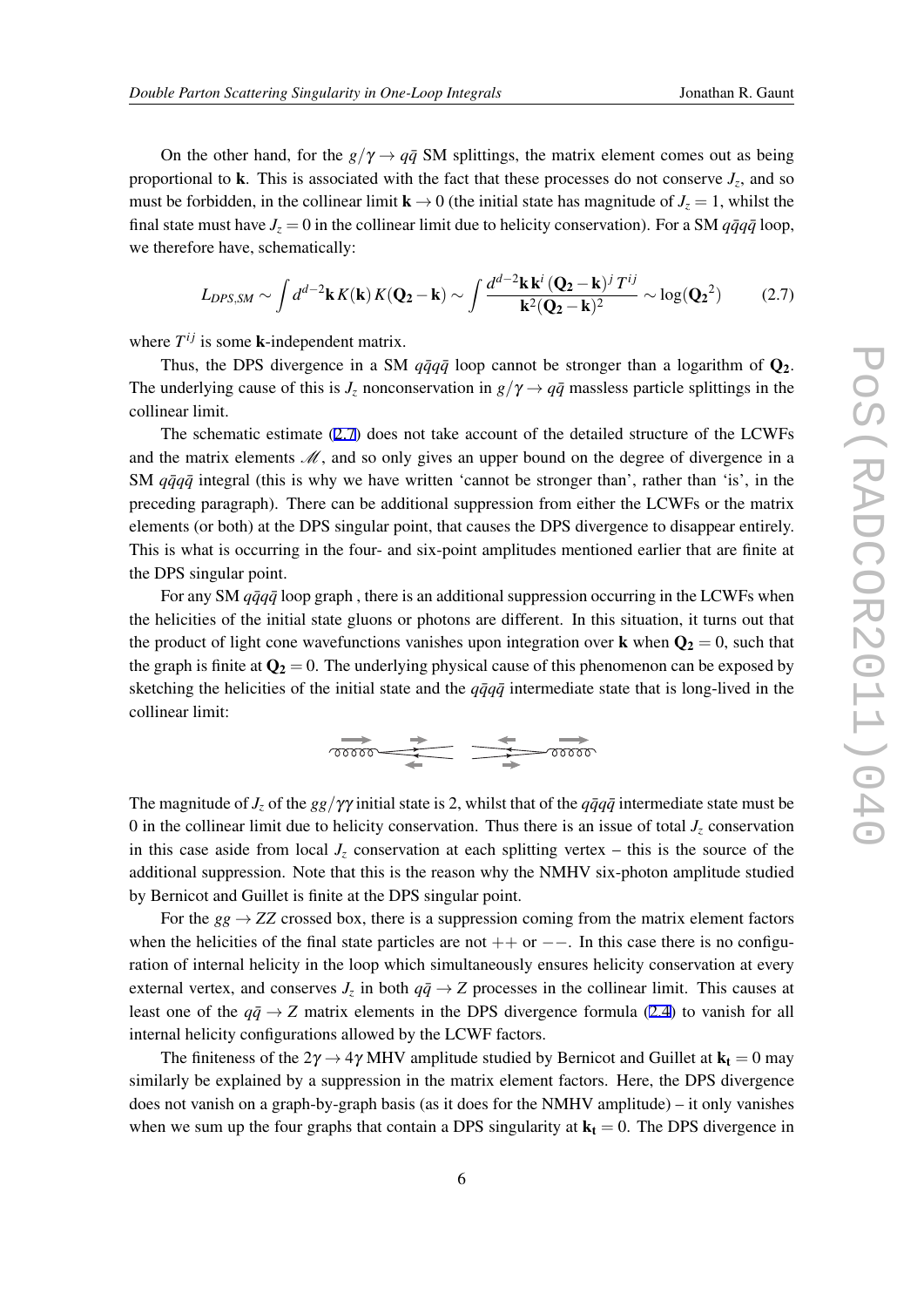On the other hand, for the $g/\gamma \to q\bar{q}$ SM splittings, the matrix element comes out as being proportional to $\mathbf{k}$. This is associated with the fact that these processes do not conserve $J_z$, and so must be forbidden, in the collinear limit $\mathbf{k} \to 0$ (the initial state has magnitude of $J_z = 1$, whilst the final state must have $J_z = 0$ in the collinear limit due to helicity conservation). For a SM $q\bar{q}q\bar{q}$ loop, we therefore have, schematically:

$$L_{DPS,SM} \sim \int d^{d-2}\mathbf{k}\, K(\mathbf{k})\, K(\mathbf{Q_2}-\mathbf{k}) \sim \int \frac{d^{d-2}\mathbf{k}\, \mathbf{k}^i\, (\mathbf{Q_2}-\mathbf{k})^j\, T^{ij}}{\mathbf{k}^2(\mathbf{Q_2}-\mathbf{k})^2} \sim \log(\mathbf{Q_2}^2) \tag{2.7}$$

where $T^{ij}$ is some $\mathbf{k}$-independent matrix.

Thus, the DPS divergence in a SM $q\bar{q}q\bar{q}$ loop cannot be stronger than a logarithm of $\mathbf{Q_2}$. The underlying cause of this is $J_z$ nonconservation in $g/\gamma \to q\bar{q}$ massless particle splittings in the collinear limit.

The schematic estimate (2.7) does not take account of the detailed structure of the LCWFs and the matrix elements $\mathscr{M}$, and so only gives an upper bound on the degree of divergence in a SM $q\bar{q}q\bar{q}$ integral (this is why we have written 'cannot be stronger than', rather than 'is', in the preceding paragraph). There can be additional suppression from either the LCWFs or the matrix elements (or both) at the DPS singular point, that causes the DPS divergence to disappear entirely. This is what is occurring in the four- and six-point amplitudes mentioned earlier that are finite at the DPS singular point.

For any SM $q\bar{q}q\bar{q}$ loop graph , there is an additional suppression occurring in the LCWFs when the helicities of the initial state gluons or photons are different. In this situation, it turns out that the product of light cone wavefunctions vanishes upon integration over $\mathbf{k}$ when $\mathbf{Q_2} = 0$, such that the graph is finite at $\mathbf{Q_2} = 0$. The underlying physical cause of this phenomenon can be exposed by sketching the helicities of the initial state and the $q\bar{q}q\bar{q}$ intermediate state that is long-lived in the collinear limit:

The magnitude of $J_z$ of the $gg/\gamma\gamma$ initial state is 2, whilst that of the $q\bar{q}q\bar{q}$ intermediate state must be 0 in the collinear limit due to helicity conservation. Thus there is an issue of total $J_z$ conservation in this case aside from local $J_z$ conservation at each splitting vertex – this is the source of the additional suppression. Note that this is the reason why the NMHV six-photon amplitude studied by Bernicot and Guillet is finite at the DPS singular point.

For the $gg \to ZZ$ crossed box, there is a suppression coming from the matrix element factors when the helicities of the final state particles are not $++$ or $--$. In this case there is no configuration of internal helicity in the loop which simultaneously ensures helicity conservation at every external vertex, and conserves $J_z$ in both $q\bar{q} \to Z$ processes in the collinear limit. This causes at least one of the $q\bar{q} \to Z$ matrix elements in the DPS divergence formula (2.4) to vanish for all internal helicity configurations allowed by the LCWF factors.

The finiteness of the $2\gamma \to 4\gamma$ MHV amplitude studied by Bernicot and Guillet at $\mathbf{k_t} = 0$ may similarly be explained by a suppression in the matrix element factors. Here, the DPS divergence does not vanish on a graph-by-graph basis (as it does for the NMHV amplitude) – it only vanishes when we sum up the four graphs that contain a DPS singularity at $\mathbf{k_t} = 0$. The DPS divergence in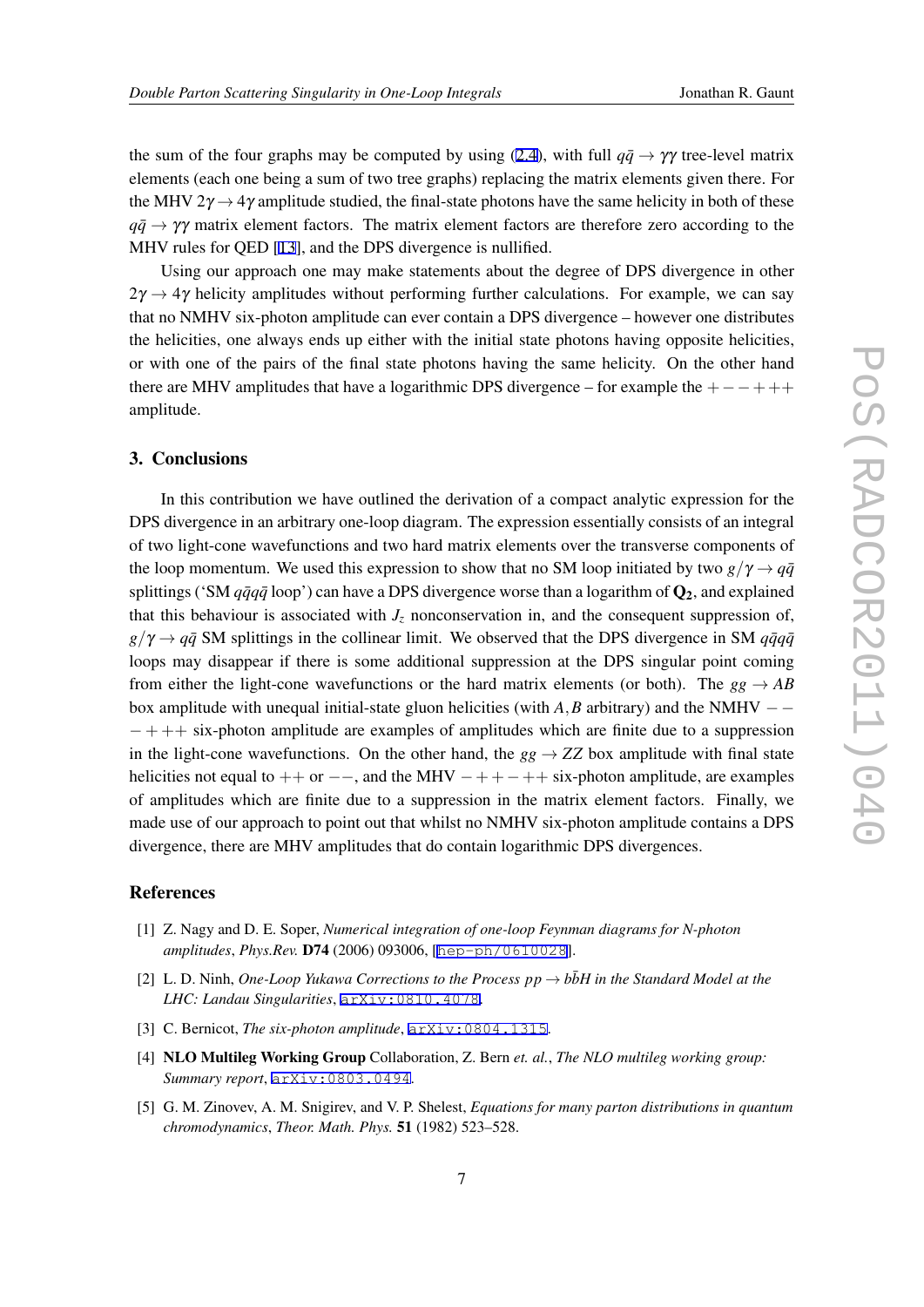the sum of the four graphs may be computed by using (2.4), with full $q\bar{q} \to \gamma\gamma$ tree-level matrix elements (each one being a sum of two tree graphs) replacing the matrix elements given there. For the MHV $2\gamma \to 4\gamma$ amplitude studied, the final-state photons have the same helicity in both of these $q\bar{q} \to \gamma\gamma$ matrix element factors. The matrix element factors are therefore zero according to the MHV rules for QED [13], and the DPS divergence is nullified.

Using our approach one may make statements about the degree of DPS divergence in other $2\gamma \to 4\gamma$ helicity amplitudes without performing further calculations. For example, we can say that no NMHV six-photon amplitude can ever contain a DPS divergence – however one distributes the helicities, one always ends up either with the initial state photons having opposite helicities, or with one of the pairs of the final state photons having the same helicity. On the other hand there are MHV amplitudes that have a logarithmic DPS divergence – for example the $+--+++$ amplitude.

## 3. Conclusions

In this contribution we have outlined the derivation of a compact analytic expression for the DPS divergence in an arbitrary one-loop diagram. The expression essentially consists of an integral of two light-cone wavefunctions and two hard matrix elements over the transverse components of the loop momentum. We used this expression to show that no SM loop initiated by two $g/\gamma \to q\bar{q}$ splittings ('SM $q\bar{q}q\bar{q}$ loop') can have a DPS divergence worse than a logarithm of $\mathbf{Q_2}$, and explained that this behaviour is associated with $J_z$ nonconservation in, and the consequent suppression of, $g/\gamma \to q\bar{q}$ SM splittings in the collinear limit. We observed that the DPS divergence in SM $q\bar{q}q\bar{q}$ loops may disappear if there is some additional suppression at the DPS singular point coming from either the light-cone wavefunctions or the hard matrix elements (or both). The $gg \to AB$ box amplitude with unequal initial-state gluon helicities (with $A, B$ arbitrary) and the NMHV $---+++$ six-photon amplitude are examples of amplitudes which are finite due to a suppression in the light-cone wavefunctions. On the other hand, the $gg \to ZZ$ box amplitude with final state helicities not equal to $++$ or $--$, and the MHV $-++-++$ six-photon amplitude, are examples of amplitudes which are finite due to a suppression in the matrix element factors. Finally, we made use of our approach to point out that whilst no NMHV six-photon amplitude contains a DPS divergence, there are MHV amplitudes that do contain logarithmic DPS divergences.

## References

[1] Z. Nagy and D. E. Soper, *Numerical integration of one-loop Feynman diagrams for N-photon amplitudes*, *Phys.Rev.* **D74** (2006) 093006, [hep-ph/0610028].

[2] L. D. Ninh, *One-Loop Yukawa Corrections to the Process $pp \to b\bar{b}H$ in the Standard Model at the LHC: Landau Singularities*, arXiv:0810.4078.

[3] C. Bernicot, *The six-photon amplitude*, arXiv:0804.1315.

[4] **NLO Multileg Working Group** Collaboration, Z. Bern *et. al.*, *The NLO multileg working group: Summary report*, arXiv:0803.0494.

[5] G. M. Zinovev, A. M. Snigirev, and V. P. Shelest, *Equations for many parton distributions in quantum chromodynamics*, *Theor. Math. Phys.* **51** (1982) 523–528.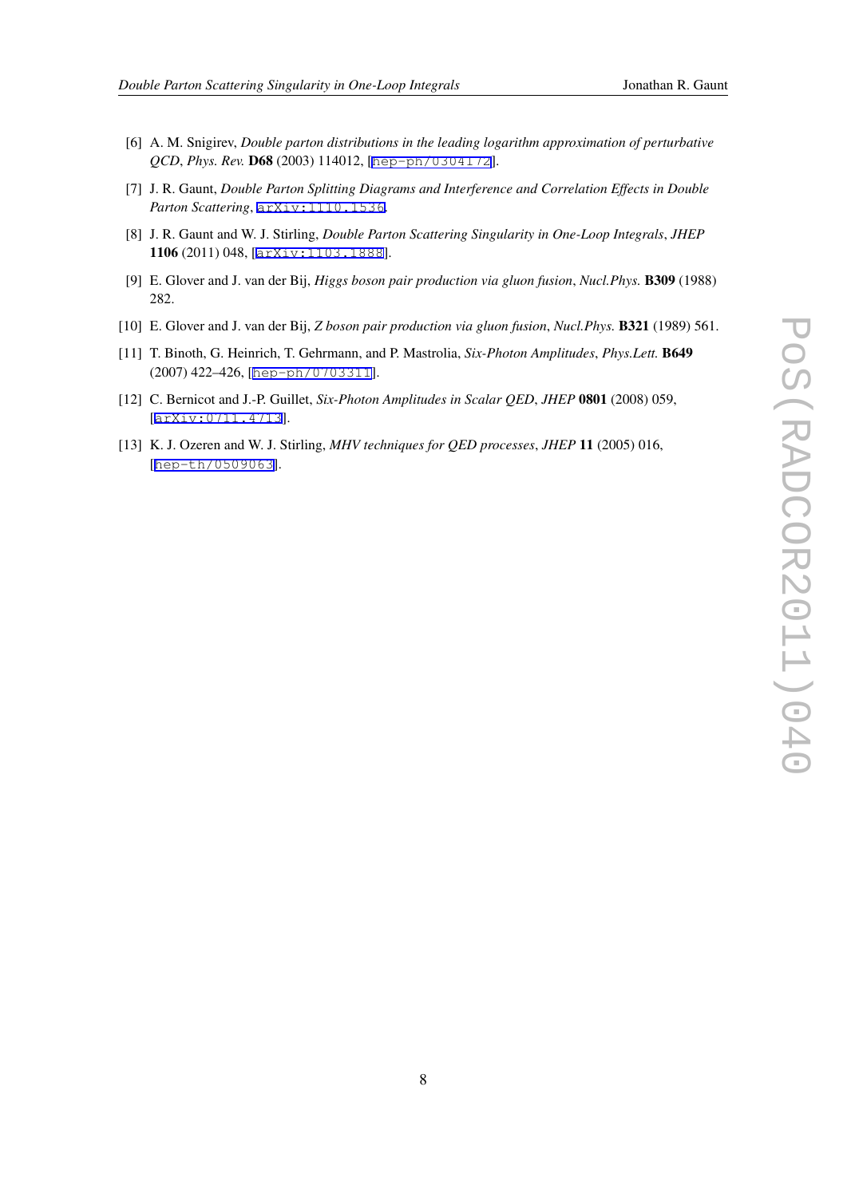[6] A. M. Snigirev, *Double parton distributions in the leading logarithm approximation of perturbative QCD*, *Phys. Rev.* **D68** (2003) 114012, [hep-ph/0304172].

[7] J. R. Gaunt, *Double Parton Splitting Diagrams and Interference and Correlation Effects in Double Parton Scattering*, arXiv:1110.1536.

[8] J. R. Gaunt and W. J. Stirling, *Double Parton Scattering Singularity in One-Loop Integrals*, *JHEP* **1106** (2011) 048, [arXiv:1103.1888].

[9] E. Glover and J. van der Bij, *Higgs boson pair production via gluon fusion*, *Nucl.Phys.* **B309** (1988) 282.

[10] E. Glover and J. van der Bij, *Z boson pair production via gluon fusion*, *Nucl.Phys.* **B321** (1989) 561.

[11] T. Binoth, G. Heinrich, T. Gehrmann, and P. Mastrolia, *Six-Photon Amplitudes*, *Phys.Lett.* **B649** (2007) 422–426, [hep-ph/0703311].

[12] C. Bernicot and J.-P. Guillet, *Six-Photon Amplitudes in Scalar QED*, *JHEP* **0801** (2008) 059, [arXiv:0711.4713].

[13] K. J. Ozeren and W. J. Stirling, *MHV techniques for QED processes*, *JHEP* **11** (2005) 016, [hep-th/0509063].